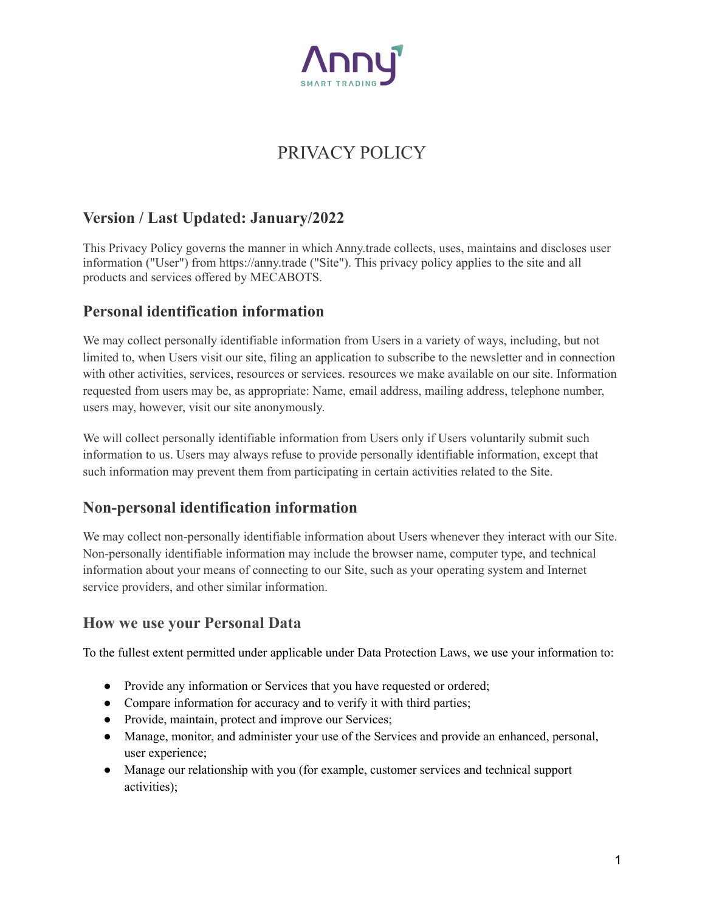Anny

SMART TRADING

# PRIVACY POLICY

## Version / Last Updated: January/2022

This Privacy Policy governs the manner in which Anny.trade collects, uses, maintains and discloses user information ("User") from https://anny.trade ("Site"). This privacy policy applies to the site and all products and services offered by MECABOTS.

## Personal identification information

We may collect personally identifiable information from Users in a variety of ways, including, but not limited to, when Users visit our site, filing an application to subscribe to the newsletter and in connection with other activities, services, resources or services. resources we make available on our site. Information requested from users may be, as appropriate: Name, email address, mailing address, telephone number, users may, however, visit our site anonymously.

We will collect personally identifiable information from Users only if Users voluntarily submit such information to us. Users may always refuse to provide personally identifiable information, except that such information may prevent them from participating in certain activities related to the Site.

## Non-personal identification information

We may collect non-personally identifiable information about Users whenever they interact with our Site. Non-personally identifiable information may include the browser name, computer type, and technical information about your means of connecting to our Site, such as your operating system and Internet service providers, and other similar information.

## How we use your Personal Data

To the fullest extent permitted under applicable under Data Protection Laws, we use your information to:

- Provide any information or Services that you have requested or ordered;
- Compare information for accuracy and to verify it with third parties;
- Provide, maintain, protect and improve our Services;
- Manage, monitor, and administer your use of the Services and provide an enhanced, personal, user experience;
- Manage our relationship with you (for example, customer services and technical support activities);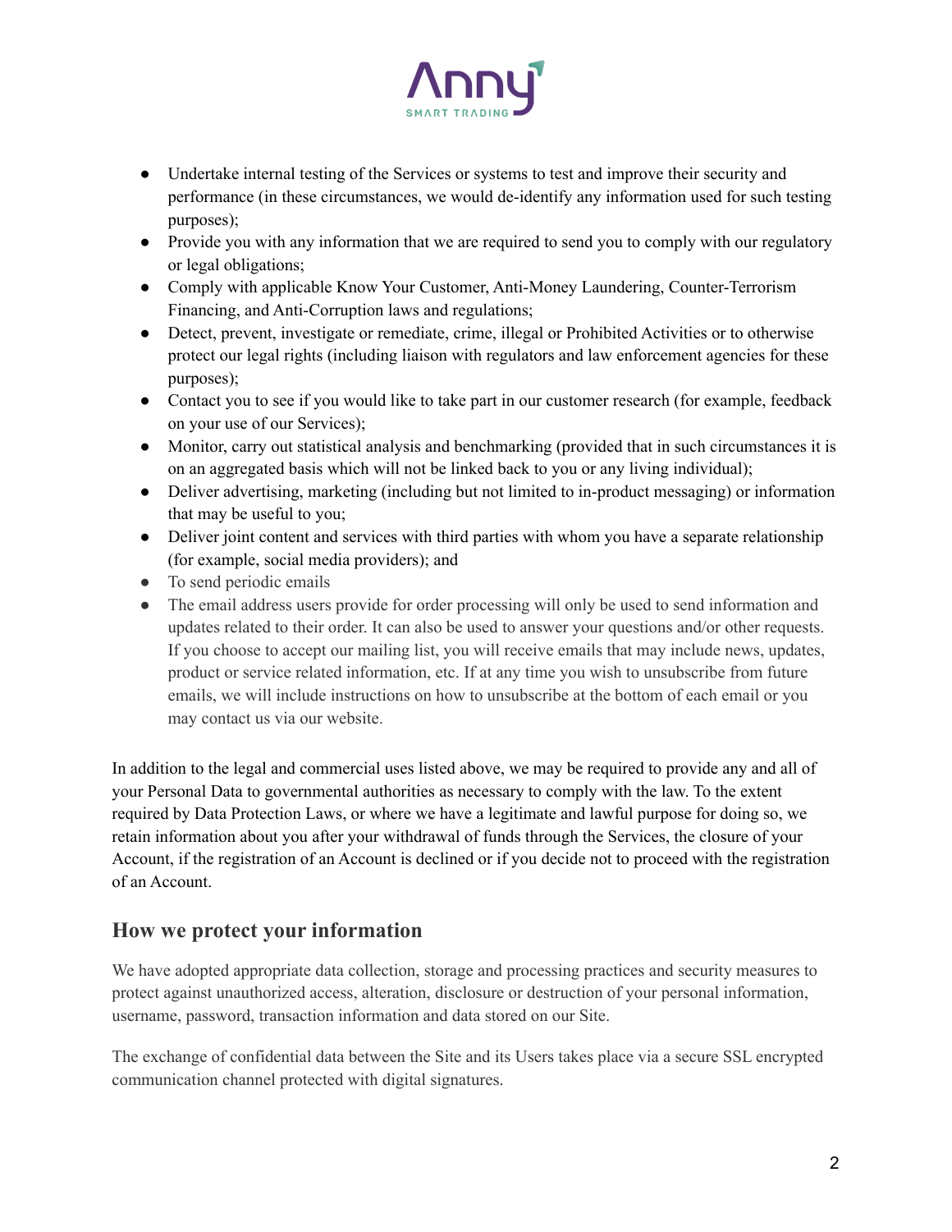- Undertake internal testing of the Services or systems to test and improve their security and performance (in these circumstances, we would de-identify any information used for such testing purposes);
- Provide you with any information that we are required to send you to comply with our regulatory or legal obligations;
- Comply with applicable Know Your Customer, Anti-Money Laundering, Counter-Terrorism Financing, and Anti-Corruption laws and regulations;
- Detect, prevent, investigate or remediate, crime, illegal or Prohibited Activities or to otherwise protect our legal rights (including liaison with regulators and law enforcement agencies for these purposes);
- Contact you to see if you would like to take part in our customer research (for example, feedback on your use of our Services);
- Monitor, carry out statistical analysis and benchmarking (provided that in such circumstances it is on an aggregated basis which will not be linked back to you or any living individual);
- Deliver advertising, marketing (including but not limited to in-product messaging) or information that may be useful to you;
- Deliver joint content and services with third parties with whom you have a separate relationship (for example, social media providers); and
- To send periodic emails
- The email address users provide for order processing will only be used to send information and updates related to their order. It can also be used to answer your questions and/or other requests. If you choose to accept our mailing list, you will receive emails that may include news, updates, product or service related information, etc. If at any time you wish to unsubscribe from future emails, we will include instructions on how to unsubscribe at the bottom of each email or you may contact us via our website.

In addition to the legal and commercial uses listed above, we may be required to provide any and all of your Personal Data to governmental authorities as necessary to comply with the law. To the extent required by Data Protection Laws, or where we have a legitimate and lawful purpose for doing so, we retain information about you after your withdrawal of funds through the Services, the closure of your Account, if the registration of an Account is declined or if you decide not to proceed with the registration of an Account.

## How we protect your information

We have adopted appropriate data collection, storage and processing practices and security measures to protect against unauthorized access, alteration, disclosure or destruction of your personal information, username, password, transaction information and data stored on our Site.

The exchange of confidential data between the Site and its Users takes place via a secure SSL encrypted communication channel protected with digital signatures.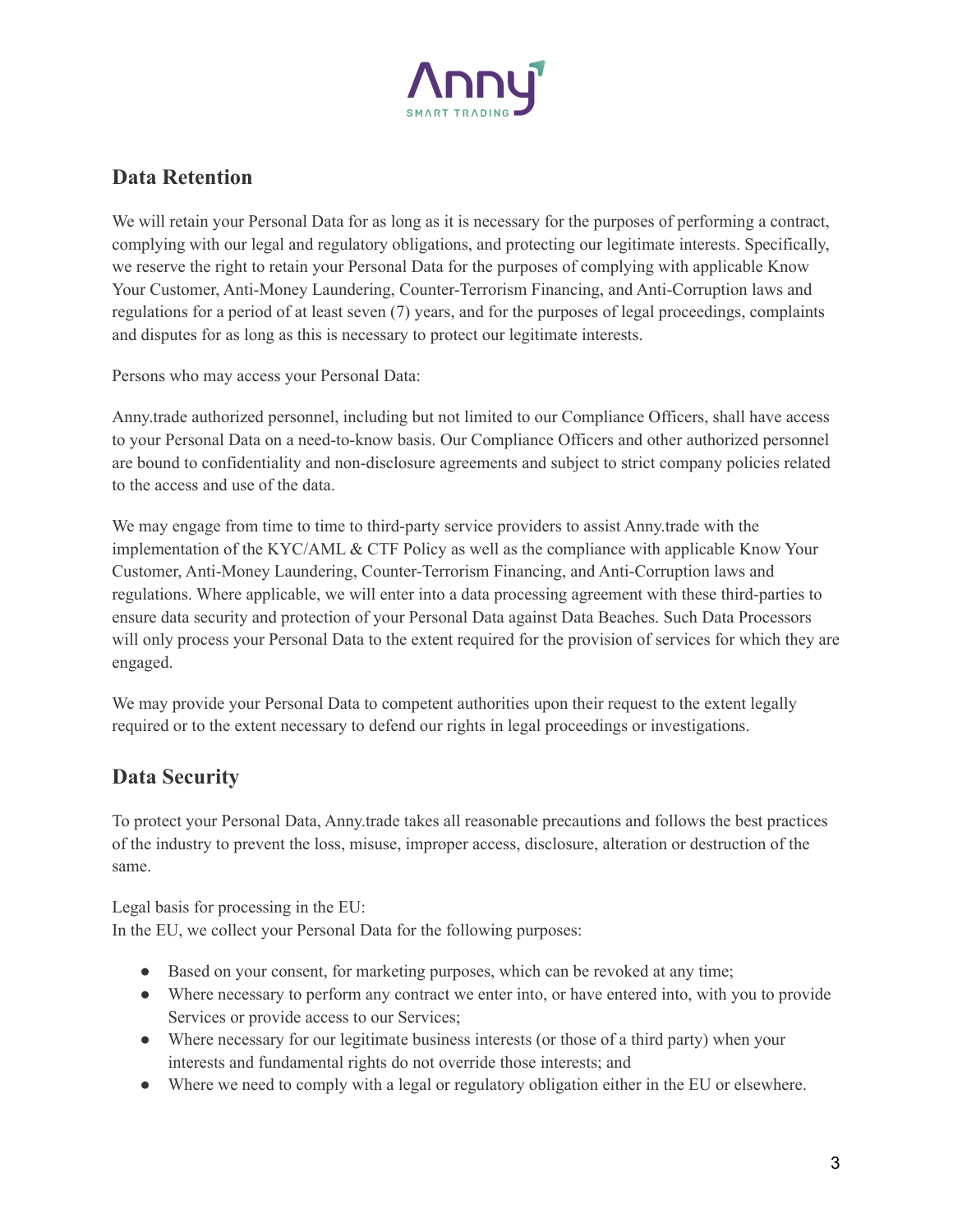## Data Retention

We will retain your Personal Data for as long as it is necessary for the purposes of performing a contract, complying with our legal and regulatory obligations, and protecting our legitimate interests. Specifically, we reserve the right to retain your Personal Data for the purposes of complying with applicable Know Your Customer, Anti-Money Laundering, Counter-Terrorism Financing, and Anti-Corruption laws and regulations for a period of at least seven (7) years, and for the purposes of legal proceedings, complaints and disputes for as long as this is necessary to protect our legitimate interests.

Persons who may access your Personal Data:

Anny.trade authorized personnel, including but not limited to our Compliance Officers, shall have access to your Personal Data on a need-to-know basis. Our Compliance Officers and other authorized personnel are bound to confidentiality and non-disclosure agreements and subject to strict company policies related to the access and use of the data.

We may engage from time to time to third-party service providers to assist Anny.trade with the implementation of the KYC/AML & CTF Policy as well as the compliance with applicable Know Your Customer, Anti-Money Laundering, Counter-Terrorism Financing, and Anti-Corruption laws and regulations. Where applicable, we will enter into a data processing agreement with these third-parties to ensure data security and protection of your Personal Data against Data Beaches. Such Data Processors will only process your Personal Data to the extent required for the provision of services for which they are engaged.

We may provide your Personal Data to competent authorities upon their request to the extent legally required or to the extent necessary to defend our rights in legal proceedings or investigations.

## Data Security

To protect your Personal Data, Anny.trade takes all reasonable precautions and follows the best practices of the industry to prevent the loss, misuse, improper access, disclosure, alteration or destruction of the same.

Legal basis for processing in the EU:
In the EU, we collect your Personal Data for the following purposes:

- Based on your consent, for marketing purposes, which can be revoked at any time;
- Where necessary to perform any contract we enter into, or have entered into, with you to provide Services or provide access to our Services;
- Where necessary for our legitimate business interests (or those of a third party) when your interests and fundamental rights do not override those interests; and
- Where we need to comply with a legal or regulatory obligation either in the EU or elsewhere.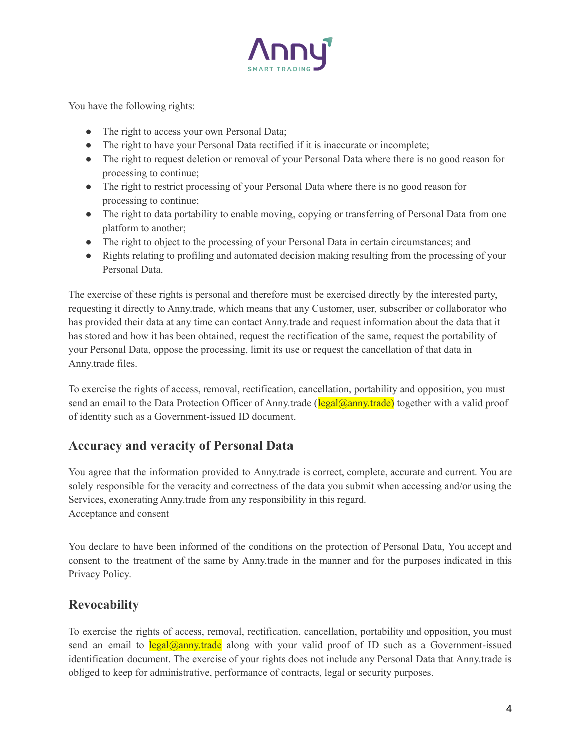You have the following rights:

- The right to access your own Personal Data;
- The right to have your Personal Data rectified if it is inaccurate or incomplete;
- The right to request deletion or removal of your Personal Data where there is no good reason for processing to continue;
- The right to restrict processing of your Personal Data where there is no good reason for processing to continue;
- The right to data portability to enable moving, copying or transferring of Personal Data from one platform to another;
- The right to object to the processing of your Personal Data in certain circumstances; and
- Rights relating to profiling and automated decision making resulting from the processing of your Personal Data.

The exercise of these rights is personal and therefore must be exercised directly by the interested party, requesting it directly to Anny.trade, which means that any Customer, user, subscriber or collaborator who has provided their data at any time can contact Anny.trade and request information about the data that it has stored and how it has been obtained, request the rectification of the same, request the portability of your Personal Data, oppose the processing, limit its use or request the cancellation of that data in Anny.trade files.

To exercise the rights of access, removal, rectification, cancellation, portability and opposition, you must send an email to the Data Protection Officer of Anny.trade (legal@anny.trade) together with a valid proof of identity such as a Government-issued ID document.

## Accuracy and veracity of Personal Data

You agree that the information provided to Anny.trade is correct, complete, accurate and current. You are solely responsible for the veracity and correctness of the data you submit when accessing and/or using the Services, exonerating Anny.trade from any responsibility in this regard.
Acceptance and consent

You declare to have been informed of the conditions on the protection of Personal Data, You accept and consent to the treatment of the same by Anny.trade in the manner and for the purposes indicated in this Privacy Policy.

## Revocability

To exercise the rights of access, removal, rectification, cancellation, portability and opposition, you must send an email to legal@anny.trade along with your valid proof of ID such as a Government-issued identification document. The exercise of your rights does not include any Personal Data that Anny.trade is obliged to keep for administrative, performance of contracts, legal or security purposes.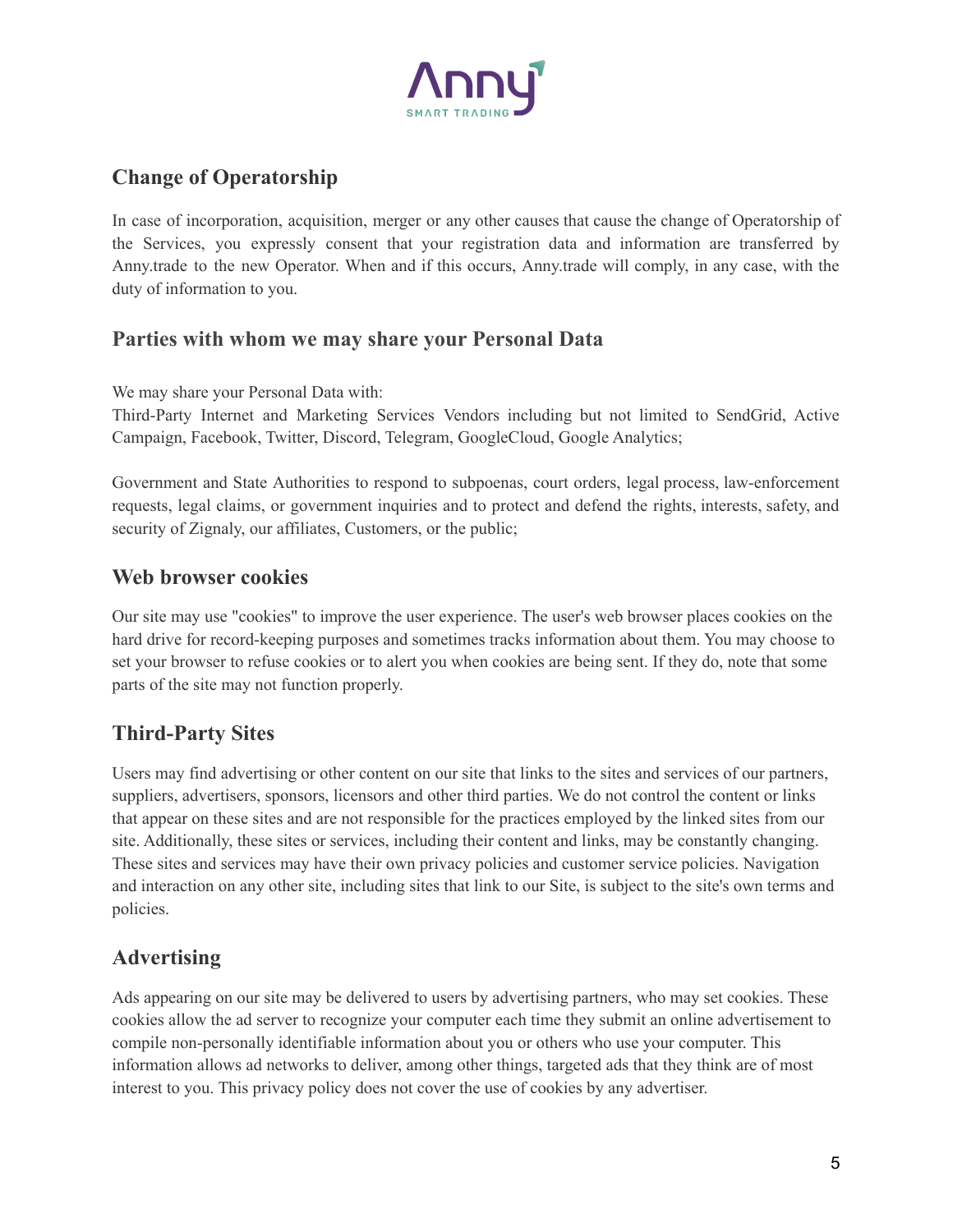## Change of Operatorship

In case of incorporation, acquisition, merger or any other causes that cause the change of Operatorship of the Services, you expressly consent that your registration data and information are transferred by Anny.trade to the new Operator. When and if this occurs, Anny.trade will comply, in any case, with the duty of information to you.

## Parties with whom we may share your Personal Data

We may share your Personal Data with:
Third-Party Internet and Marketing Services Vendors including but not limited to SendGrid, Active Campaign, Facebook, Twitter, Discord, Telegram, GoogleCloud, Google Analytics;

Government and State Authorities to respond to subpoenas, court orders, legal process, law-enforcement requests, legal claims, or government inquiries and to protect and defend the rights, interests, safety, and security of Zignaly, our affiliates, Customers, or the public;

## Web browser cookies

Our site may use "cookies" to improve the user experience. The user's web browser places cookies on the hard drive for record-keeping purposes and sometimes tracks information about them. You may choose to set your browser to refuse cookies or to alert you when cookies are being sent. If they do, note that some parts of the site may not function properly.

## Third-Party Sites

Users may find advertising or other content on our site that links to the sites and services of our partners, suppliers, advertisers, sponsors, licensors and other third parties. We do not control the content or links that appear on these sites and are not responsible for the practices employed by the linked sites from our site. Additionally, these sites or services, including their content and links, may be constantly changing. These sites and services may have their own privacy policies and customer service policies. Navigation and interaction on any other site, including sites that link to our Site, is subject to the site's own terms and policies.

## Advertising

Ads appearing on our site may be delivered to users by advertising partners, who may set cookies. These cookies allow the ad server to recognize your computer each time they submit an online advertisement to compile non-personally identifiable information about you or others who use your computer. This information allows ad networks to deliver, among other things, targeted ads that they think are of most interest to you. This privacy policy does not cover the use of cookies by any advertiser.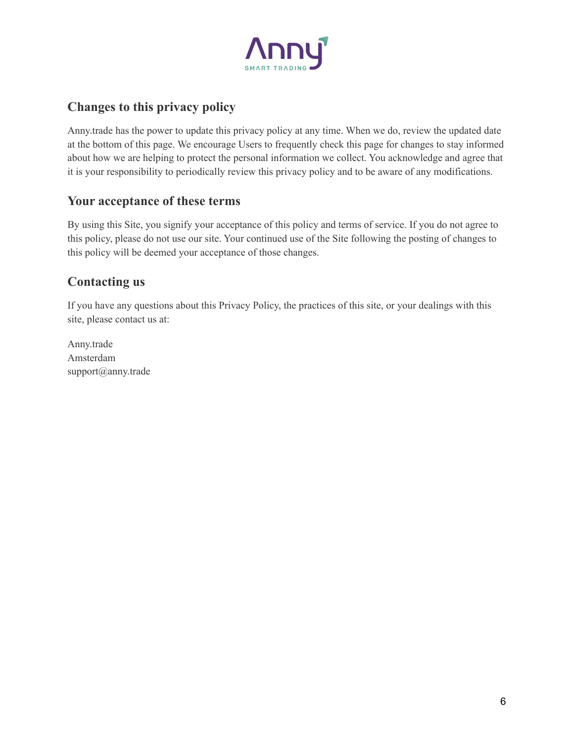## Changes to this privacy policy

Anny.trade has the power to update this privacy policy at any time. When we do, review the updated date at the bottom of this page. We encourage Users to frequently check this page for changes to stay informed about how we are helping to protect the personal information we collect. You acknowledge and agree that it is your responsibility to periodically review this privacy policy and to be aware of any modifications.

## Your acceptance of these terms

By using this Site, you signify your acceptance of this policy and terms of service. If you do not agree to this policy, please do not use our site. Your continued use of the Site following the posting of changes to this policy will be deemed your acceptance of those changes.

## Contacting us

If you have any questions about this Privacy Policy, the practices of this site, or your dealings with this site, please contact us at:

Anny.trade
Amsterdam
support@anny.trade